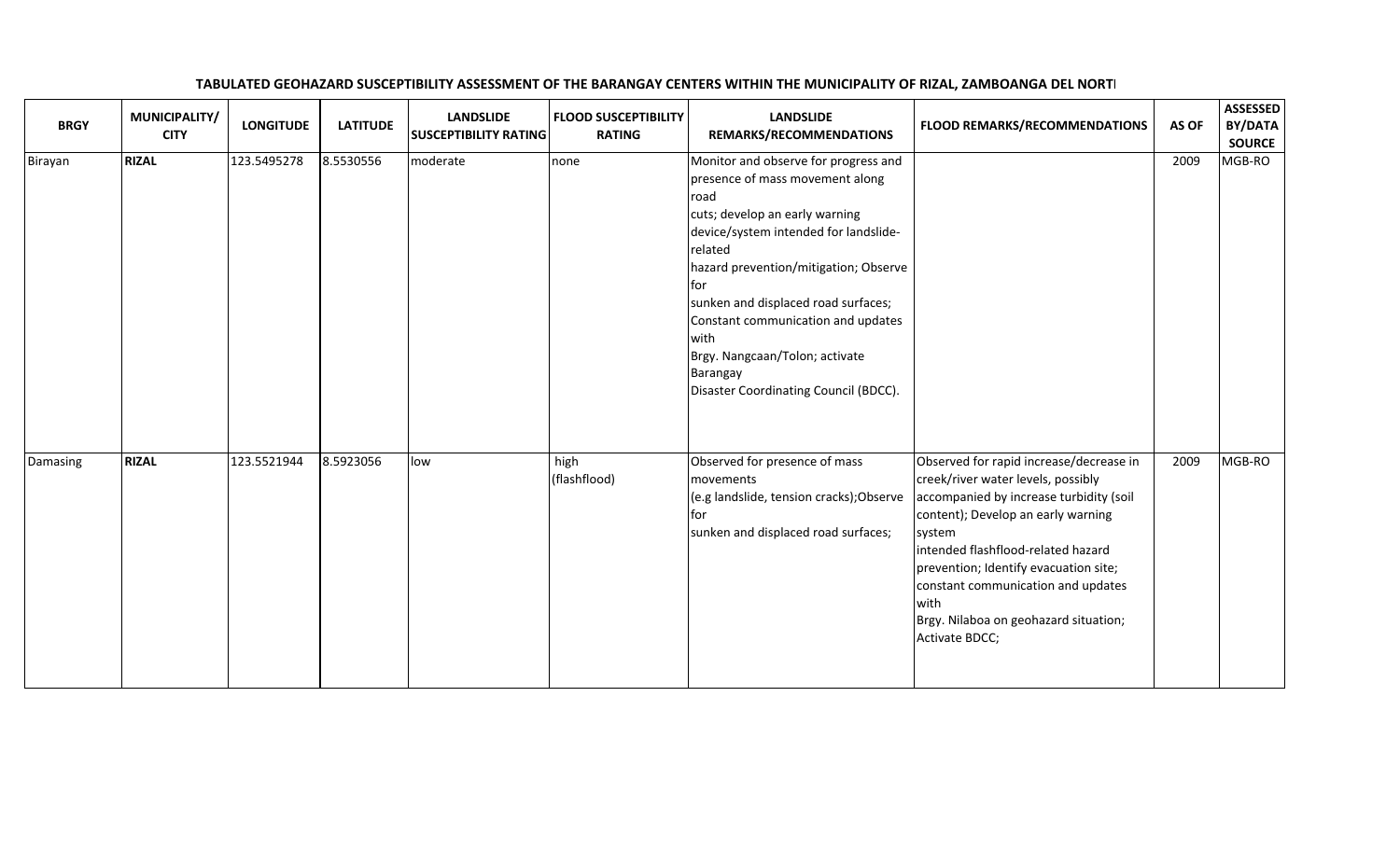**TABULATED GEOHAZARD SUSCEPTIBILITY ASSESSMENT OF THE BARANGAY CENTERS WITHIN THE MUNICIPALITY OF RIZAL, ZAMBOANGA DEL NORTI**

| BRGY | MUNICIPALITY/ CITY | LONGITUDE | LATITUDE | LANDSLIDE SUSCEPTIBILITY RATING | FLOOD SUSCEPTIBILITY RATING | LANDSLIDE REMARKS/RECOMMENDATIONS | FLOOD REMARKS/RECOMMENDATIONS | AS OF | ASSESSED BY/DATA SOURCE |
|---|---|---|---|---|---|---|---|---|---|
| Birayan | **RIZAL** | 123.5495278 | 8.5530556 | moderate | none | Monitor and observe for progress and presence of mass movement along road cuts; develop an early warning device/system intended for landslide-related hazard prevention/mitigation; Observe for sunken and displaced road surfaces; Constant communication and updates with Brgy. Nangcaan/Tolon; activate Barangay Disaster Coordinating Council (BDCC). | | 2009 | MGB-RO |
| Damasing | **RIZAL** | 123.5521944 | 8.5923056 | low | high (flashflood) | Observed for presence of mass movements (e.g landslide, tension cracks);Observe for sunken and displaced road surfaces; | Observed for rapid increase/decrease in creek/river water levels, possibly accompanied by increase turbidity (soil content); Develop an early warning system intended flashflood-related hazard prevention; Identify evacuation site; constant communication and updates with Brgy. Nilaboa on geohazard situation; Activate BDCC; | 2009 | MGB-RO |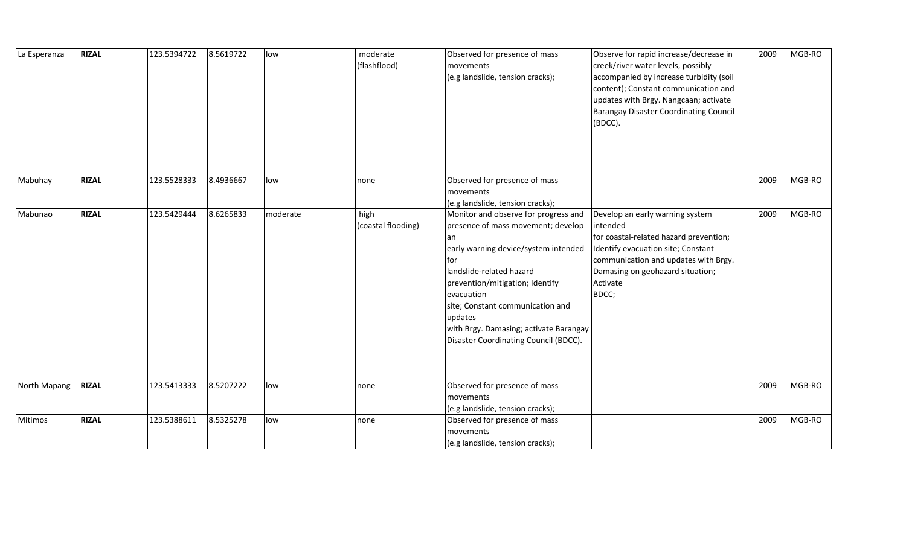| | | | | | | | | | |
|---|---|---|---|---|---|---|---|---|---|
| La Esperanza | **RIZAL** | 123.5394722 | 8.5619722 | low | moderate (flashflood) | Observed for presence of mass movements (e.g landslide, tension cracks); | Observe for rapid increase/decrease in creek/river water levels, possibly accompanied by increase turbidity (soil content); Constant communication and updates with Brgy. Nangcaan; activate Barangay Disaster Coordinating Council (BDCC). | 2009 | MGB-RO |
| Mabuhay | **RIZAL** | 123.5528333 | 8.4936667 | low | none | Observed for presence of mass movements (e.g landslide, tension cracks); | | 2009 | MGB-RO |
| Mabunao | **RIZAL** | 123.5429444 | 8.6265833 | moderate | high (coastal flooding) | Monitor and observe for progress and presence of mass movement; develop an early warning device/system intended for landslide-related hazard prevention/mitigation; Identify evacuation site; Constant communication and updates with Brgy. Damasing; activate Barangay Disaster Coordinating Council (BDCC). | Develop an early warning system intended for coastal-related hazard prevention; Identify evacuation site; Constant communication and updates with Brgy. Damasing on geohazard situation; Activate BDCC; | 2009 | MGB-RO |
| North Mapang | **RIZAL** | 123.5413333 | 8.5207222 | low | none | Observed for presence of mass movements (e.g landslide, tension cracks); | | 2009 | MGB-RO |
| Mitimos | **RIZAL** | 123.5388611 | 8.5325278 | low | none | Observed for presence of mass movements (e.g landslide, tension cracks); | | 2009 | MGB-RO |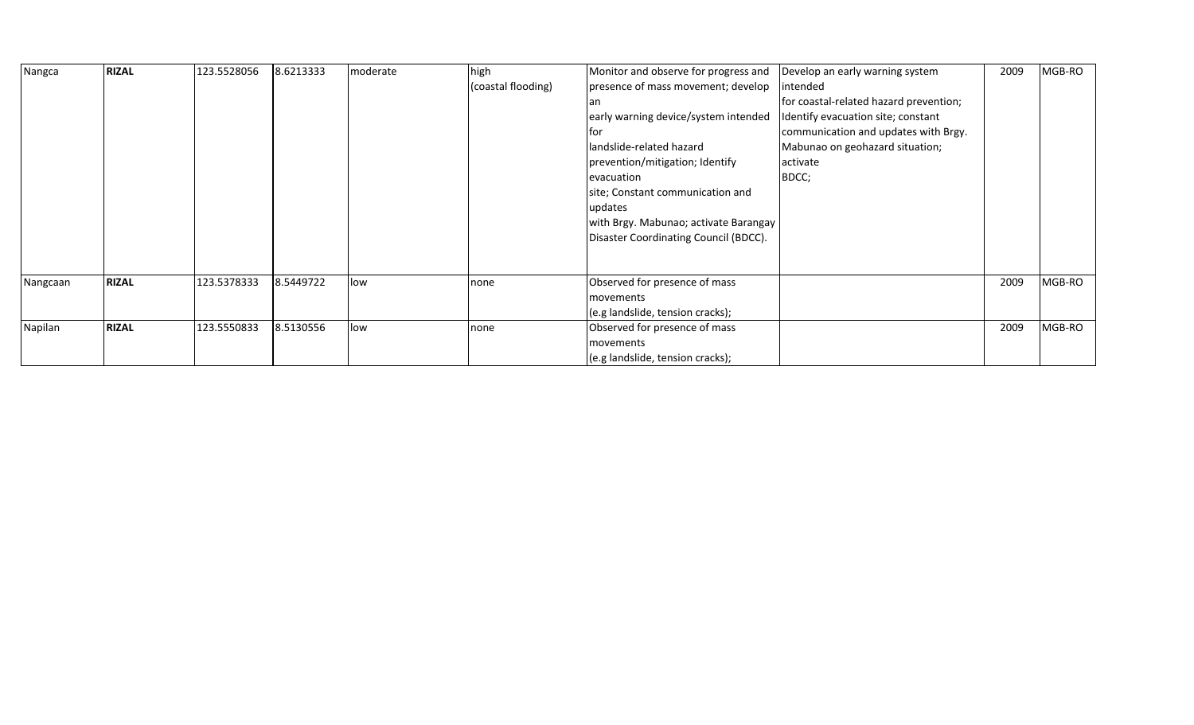| Nangca | **RIZAL** | 123.5528056 | 8.6213333 | moderate | high (coastal flooding) | Monitor and observe for progress and presence of mass movement; develop an early warning device/system intended for landslide-related hazard prevention/mitigation; Identify evacuation site; Constant communication and updates with Brgy. Mabunao; activate Barangay Disaster Coordinating Council (BDCC). | Develop an early warning system intended for coastal-related hazard prevention; Identify evacuation site; constant communication and updates with Brgy. Mabunao on geohazard situation; activate BDCC; | 2009 | MGB-RO |
|---|---|---|---|---|---|---|---|---|---|
| Nangcaan | **RIZAL** | 123.5378333 | 8.5449722 | low | none | Observed for presence of mass movements (e.g landslide, tension cracks); | | 2009 | MGB-RO |
| Napilan | **RIZAL** | 123.5550833 | 8.5130556 | low | none | Observed for presence of mass movements (e.g landslide, tension cracks); | | 2009 | MGB-RO |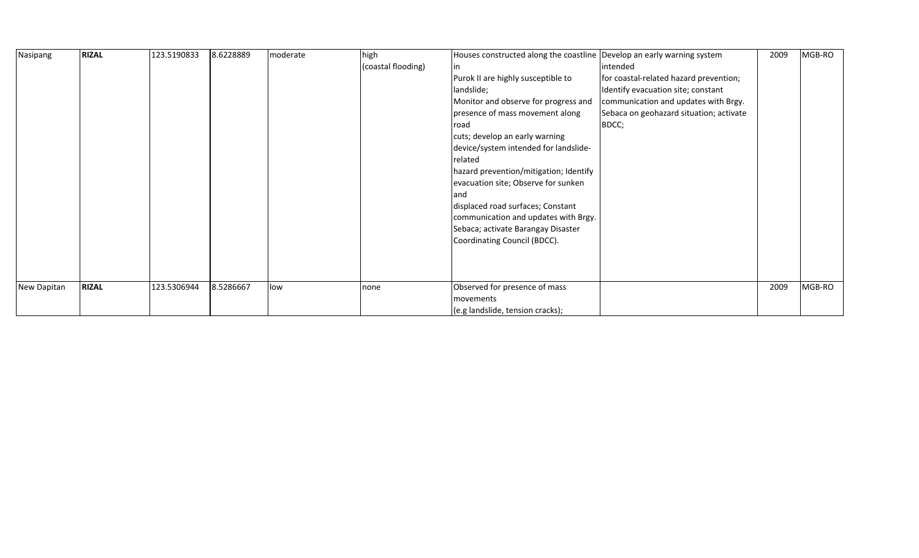| | | | | | | | | | |
|---|---|---|---|---|---|---|---|---|---|
| Nasipang | **RIZAL** | 123.5190833 | 8.6228889 | moderate | high (coastal flooding) | Houses constructed along the coastline in Purok II are highly susceptible to landslide; Monitor and observe for progress and presence of mass movement along road cuts; develop an early warning device/system intended for landslide-related hazard prevention/mitigation; Identify evacuation site; Observe for sunken and displaced road surfaces; Constant communication and updates with Brgy. Sebaca; activate Barangay Disaster Coordinating Council (BDCC). | Develop an early warning system intended for coastal-related hazard prevention; Identify evacuation site; constant communication and updates with Brgy. Sebaca on geohazard situation; activate BDCC; | 2009 | MGB-RO |
| New Dapitan | **RIZAL** | 123.5306944 | 8.5286667 | low | none | Observed for presence of mass movements (e.g landslide, tension cracks); | | 2009 | MGB-RO |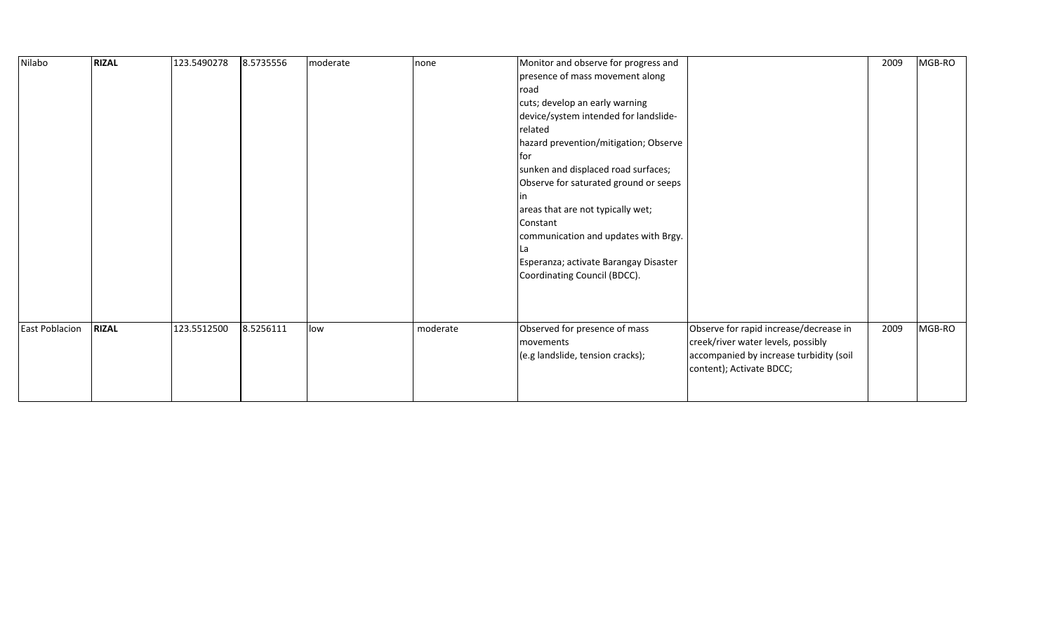| | | | | | | | | | |
|---|---|---|---|---|---|---|---|---|---|
| Nilabo | **RIZAL** | 123.5490278 | 8.5735556 | moderate | none | Monitor and observe for progress and presence of mass movement along road cuts; develop an early warning device/system intended for landslide-related hazard prevention/mitigation; Observe for sunken and displaced road surfaces; Observe for saturated ground or seeps in areas that are not typically wet; Constant communication and updates with Brgy. La Esperanza; activate Barangay Disaster Coordinating Council (BDCC). | | 2009 | MGB-RO |
| East Poblacion | **RIZAL** | 123.5512500 | 8.5256111 | low | moderate | Observed for presence of mass movements (e.g landslide, tension cracks); | Observe for rapid increase/decrease in creek/river water levels, possibly accompanied by increase turbidity (soil content); Activate BDCC; | 2009 | MGB-RO |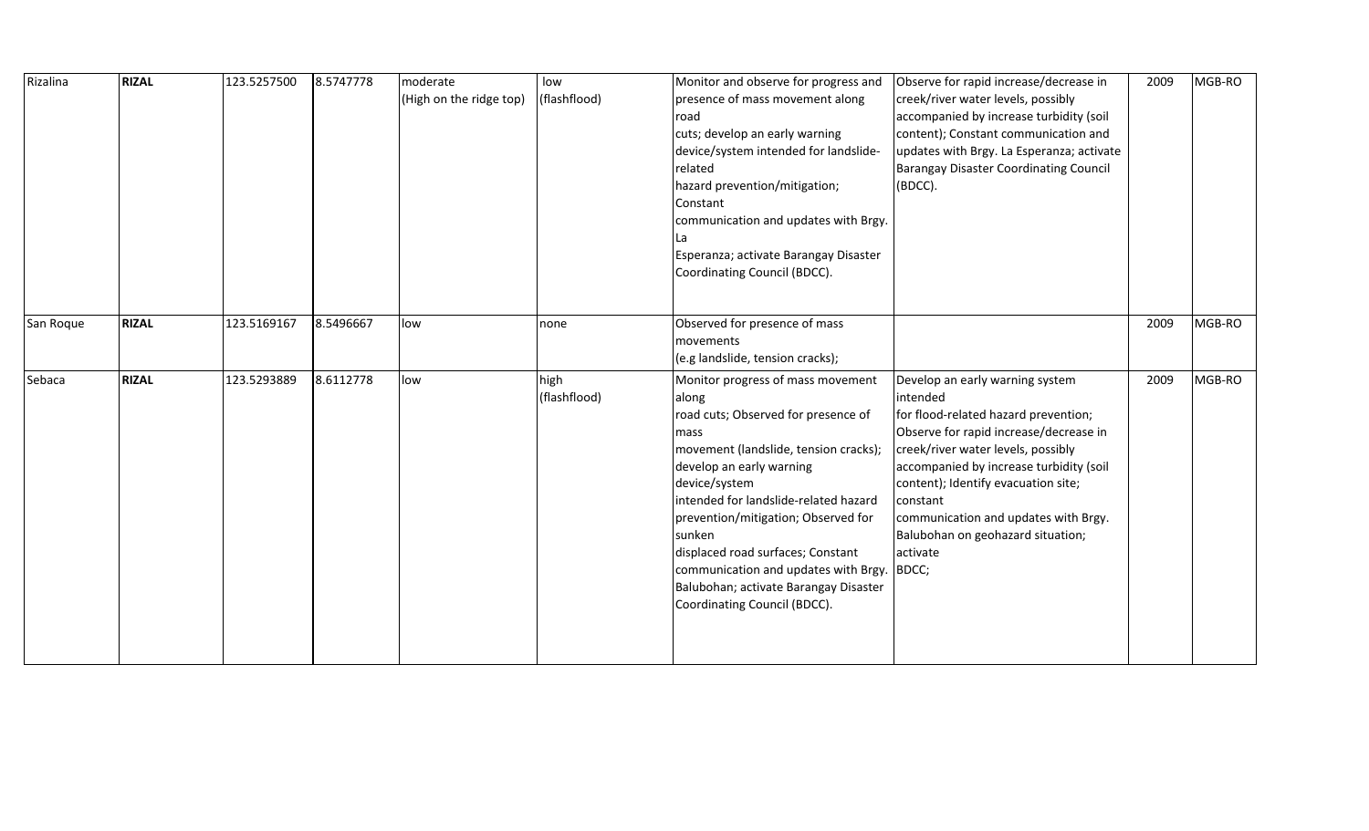| Rizalina | **RIZAL** | 123.5257500 | 8.5747778 | moderate (High on the ridge top) | low (flashflood) | Monitor and observe for progress and presence of mass movement along road cuts; develop an early warning device/system intended for landslide-related hazard prevention/mitigation; Constant communication and updates with Brgy. La Esperanza; activate Barangay Disaster Coordinating Council (BDCC). | Observe for rapid increase/decrease in creek/river water levels, possibly accompanied by increase turbidity (soil content); Constant communication and updates with Brgy. La Esperanza; activate Barangay Disaster Coordinating Council (BDCC). | 2009 | MGB-RO |
|---|---|---|---|---|---|---|---|---|---|
| San Roque | **RIZAL** | 123.5169167 | 8.5496667 | low | none | Observed for presence of mass movements (e.g landslide, tension cracks); | | 2009 | MGB-RO |
| Sebaca | **RIZAL** | 123.5293889 | 8.6112778 | low | high (flashflood) | Monitor progress of mass movement along road cuts; Observed for presence of mass movement (landslide, tension cracks); develop an early warning device/system intended for landslide-related hazard prevention/mitigation; Observed for sunken displaced road surfaces; Constant communication and updates with Brgy. Balubohan; activate Barangay Disaster Coordinating Council (BDCC). | Develop an early warning system intended for flood-related hazard prevention; Observe for rapid increase/decrease in creek/river water levels, possibly accompanied by increase turbidity (soil content); Identify evacuation site; constant communication and updates with Brgy. Balubohan on geohazard situation; activate BDCC; | 2009 | MGB-RO |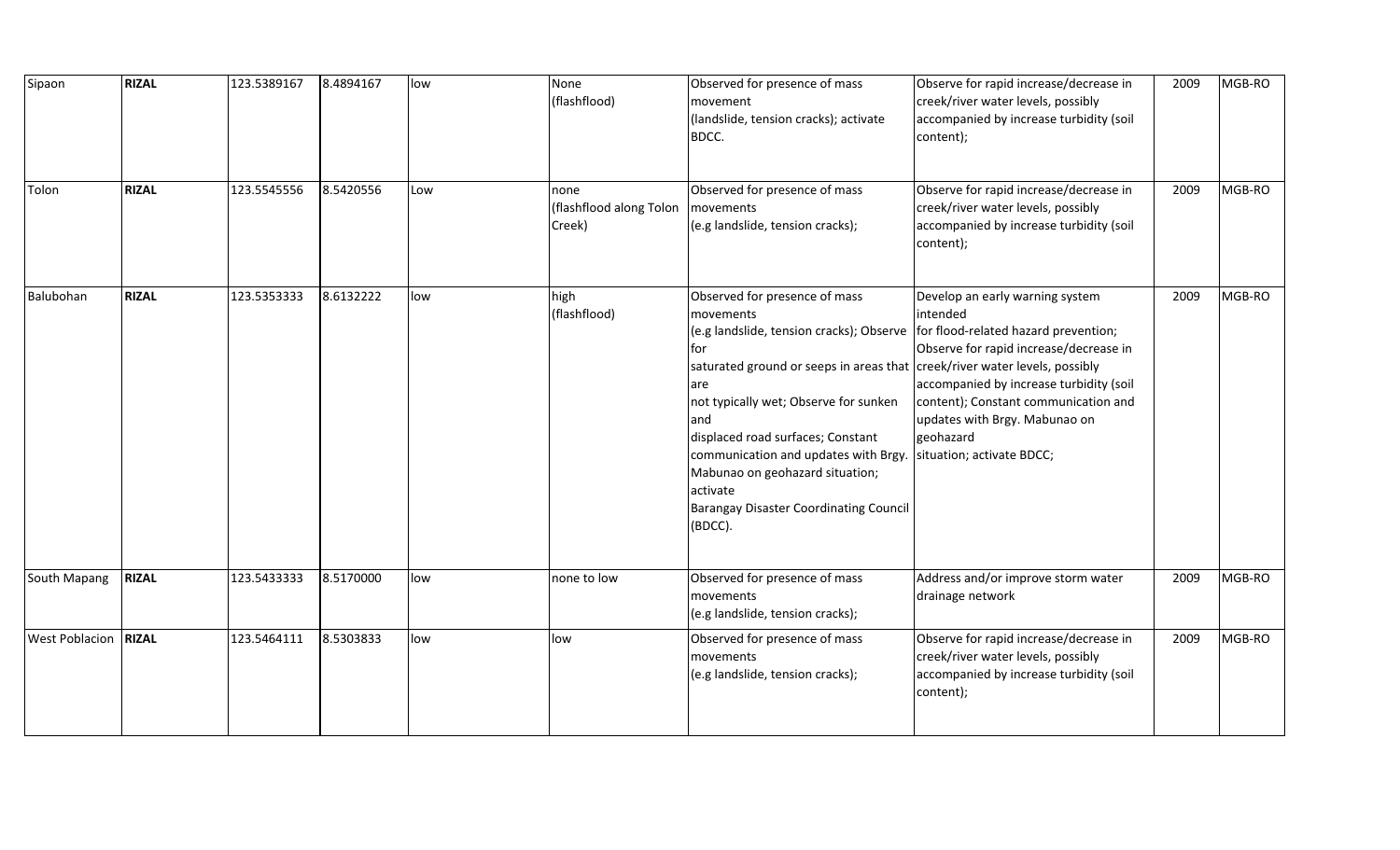| | | | | | | | | | |
|---|---|---|---|---|---|---|---|---|---|
| Sipaon | **RIZAL** | 123.5389167 | 8.4894167 | low | None (flashflood) | Observed for presence of mass movement (landslide, tension cracks); activate BDCC. | Observe for rapid increase/decrease in creek/river water levels, possibly accompanied by increase turbidity (soil content); | 2009 | MGB-RO |
| Tolon | **RIZAL** | 123.5545556 | 8.5420556 | Low | none (flashflood along Tolon Creek) | Observed for presence of mass movements (e.g landslide, tension cracks); | Observe for rapid increase/decrease in creek/river water levels, possibly accompanied by increase turbidity (soil content); | 2009 | MGB-RO |
| Balubohan | **RIZAL** | 123.5353333 | 8.6132222 | low | high (flashflood) | Observed for presence of mass movements (e.g landslide, tension cracks); Observe for saturated ground or seeps in areas that are not typically wet; Observe for sunken and displaced road surfaces; Constant communication and updates with Brgy. Mabunao on geohazard situation; activate Barangay Disaster Coordinating Council (BDCC). | Develop an early warning system intended for flood-related hazard prevention; Observe for rapid increase/decrease in creek/river water levels, possibly accompanied by increase turbidity (soil content); Constant communication and updates with Brgy. Mabunao on geohazard situation; activate BDCC; | 2009 | MGB-RO |
| South Mapang | **RIZAL** | 123.5433333 | 8.5170000 | low | none to low | Observed for presence of mass movements (e.g landslide, tension cracks); | Address and/or improve storm water drainage network | 2009 | MGB-RO |
| West Poblacion | **RIZAL** | 123.5464111 | 8.5303833 | low | low | Observed for presence of mass movements (e.g landslide, tension cracks); | Observe for rapid increase/decrease in creek/river water levels, possibly accompanied by increase turbidity (soil content); | 2009 | MGB-RO |